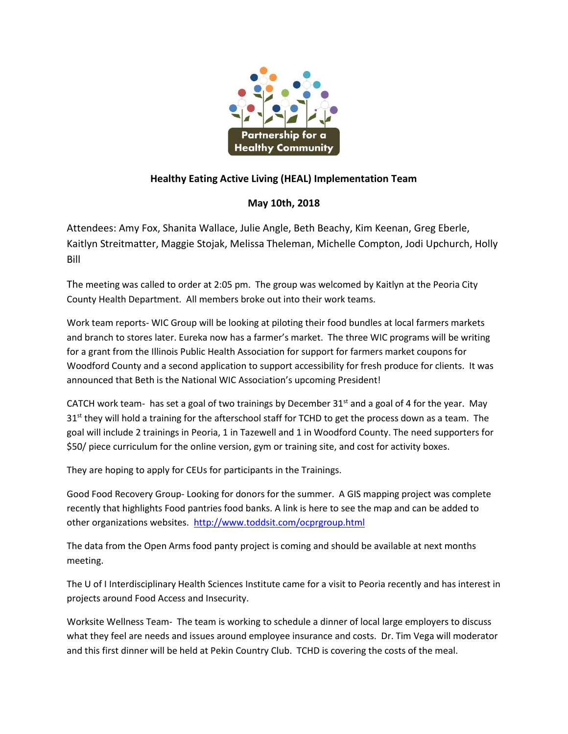Partnership for a Healthy Community

**Healthy Eating Active Living (HEAL) Implementation Team**

**May 10th, 2018**

Attendees: Amy Fox, Shanita Wallace, Julie Angle, Beth Beachy, Kim Keenan, Greg Eberle, Kaitlyn Streitmatter, Maggie Stojak, Melissa Theleman, Michelle Compton, Jodi Upchurch, Holly Bill

The meeting was called to order at 2:05 pm. The group was welcomed by Kaitlyn at the Peoria City County Health Department. All members broke out into their work teams.

Work team reports- WIC Group will be looking at piloting their food bundles at local farmers markets and branch to stores later. Eureka now has a farmer's market. The three WIC programs will be writing for a grant from the Illinois Public Health Association for support for farmers market coupons for Woodford County and a second application to support accessibility for fresh produce for clients. It was announced that Beth is the National WIC Association's upcoming President!

CATCH work team- has set a goal of two trainings by December 31st and a goal of 4 for the year. May 31st they will hold a training for the afterschool staff for TCHD to get the process down as a team. The goal will include 2 trainings in Peoria, 1 in Tazewell and 1 in Woodford County. The need supporters for $50/ piece curriculum for the online version, gym or training site, and cost for activity boxes.

They are hoping to apply for CEUs for participants in the Trainings.

Good Food Recovery Group- Looking for donors for the summer. A GIS mapping project was complete recently that highlights Food pantries food banks. A link is here to see the map and can be added to other organizations websites. http://www.toddsit.com/ocprgroup.html

The data from the Open Arms food panty project is coming and should be available at next months meeting.

The U of I Interdisciplinary Health Sciences Institute came for a visit to Peoria recently and has interest in projects around Food Access and Insecurity.

Worksite Wellness Team- The team is working to schedule a dinner of local large employers to discuss what they feel are needs and issues around employee insurance and costs. Dr. Tim Vega will moderator and this first dinner will be held at Pekin Country Club. TCHD is covering the costs of the meal.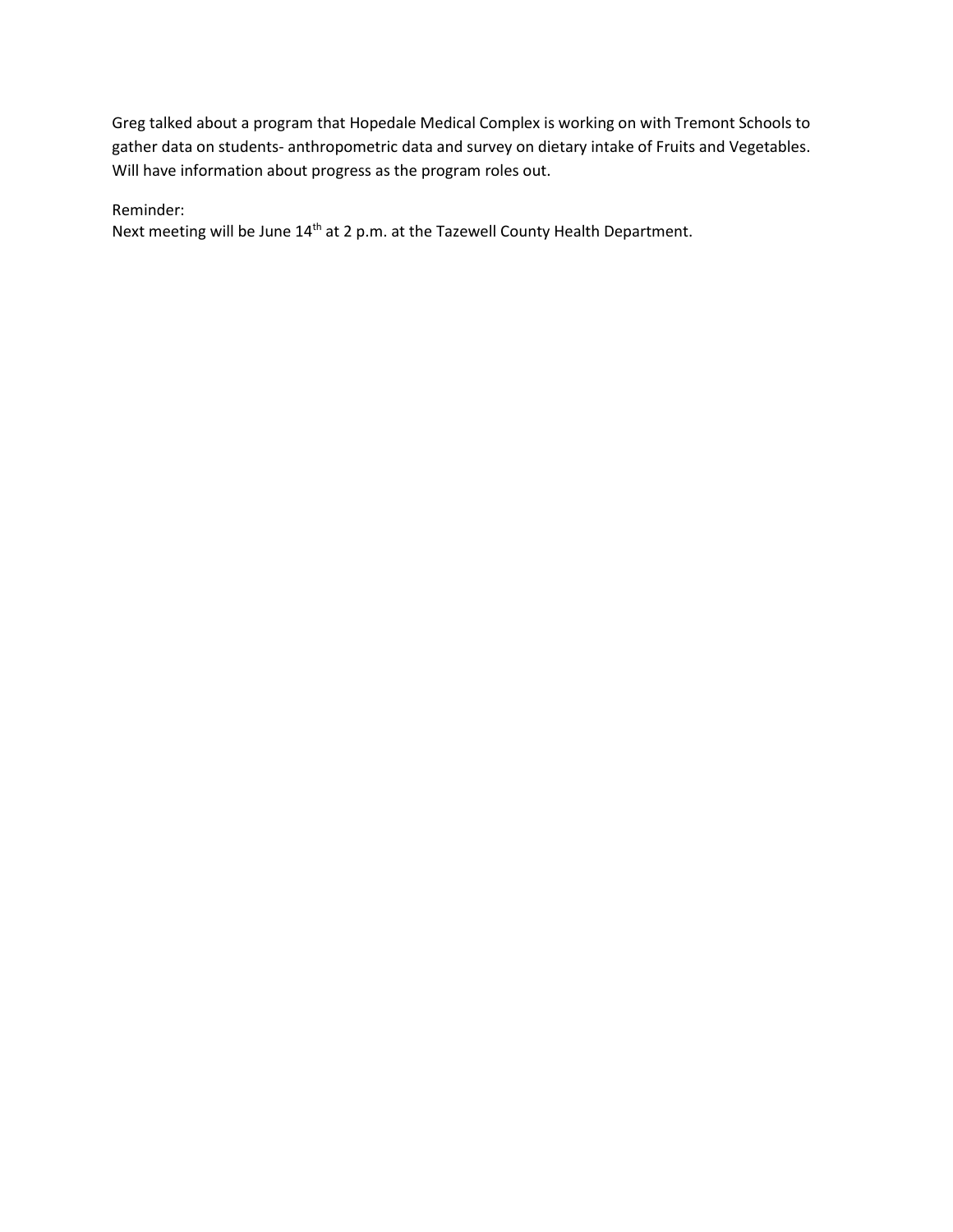Greg talked about a program that Hopedale Medical Complex is working on with Tremont Schools to gather data on students- anthropometric data and survey on dietary intake of Fruits and Vegetables. Will have information about progress as the program roles out.

Reminder:
Next meeting will be June 14th at 2 p.m. at the Tazewell County Health Department.